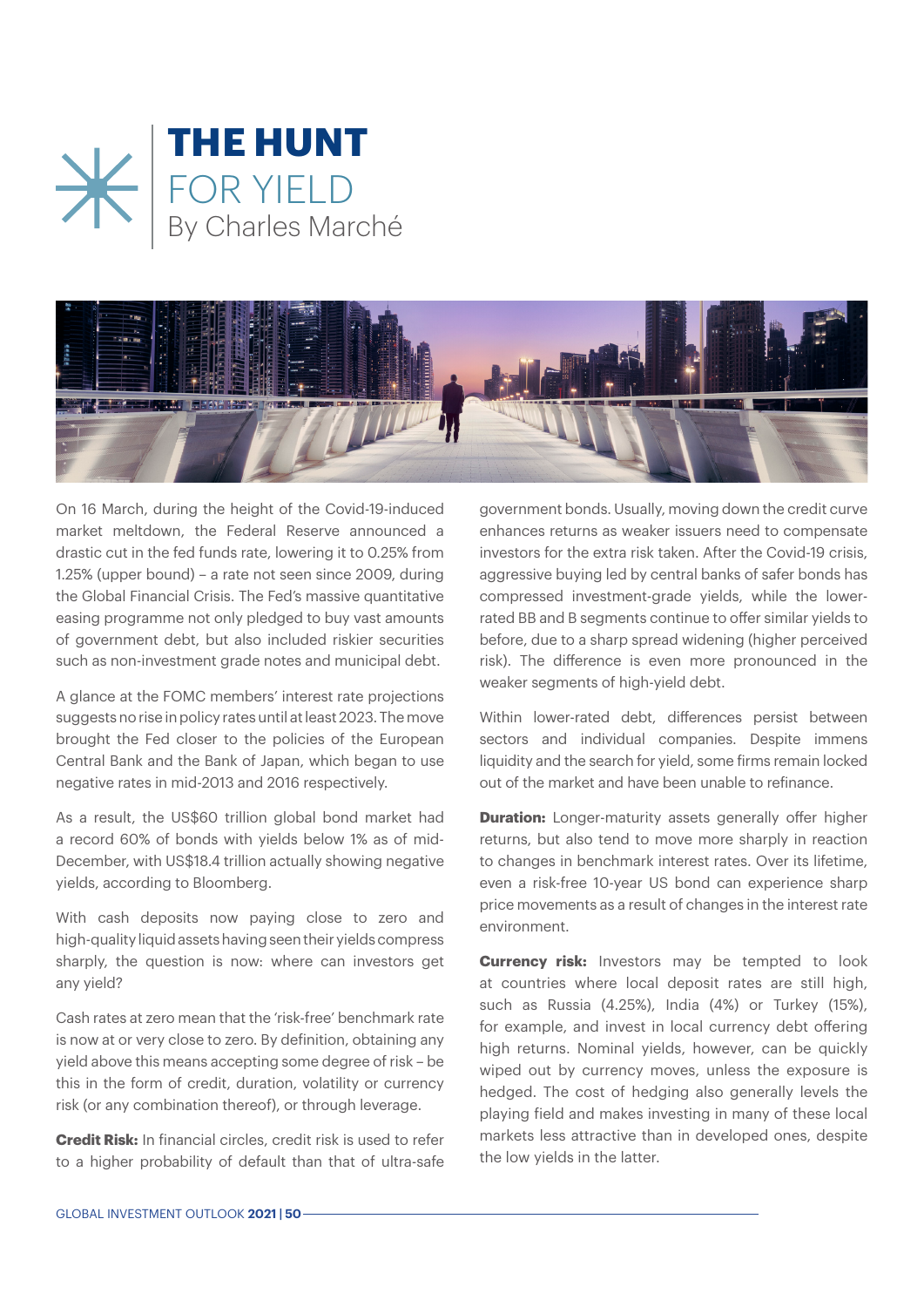# THE HUNT FOR YIELD

By Charles Marché

On 16 March, during the height of the Covid-19-induced market meltdown, the Federal Reserve announced a drastic cut in the fed funds rate, lowering it to 0.25% from 1.25% (upper bound) – a rate not seen since 2009, during the Global Financial Crisis. The Fed's massive quantitative easing programme not only pledged to buy vast amounts of government debt, but also included riskier securities such as non-investment grade notes and municipal debt.

A glance at the FOMC members' interest rate projections suggests no rise in policy rates until at least 2023. The move brought the Fed closer to the policies of the European Central Bank and the Bank of Japan, which began to use negative rates in mid-2013 and 2016 respectively.

As a result, the US$60 trillion global bond market had a record 60% of bonds with yields below 1% as of mid-December, with US$18.4 trillion actually showing negative yields, according to Bloomberg.

With cash deposits now paying close to zero and high-quality liquid assets having seen their yields compress sharply, the question is now: where can investors get any yield?

Cash rates at zero mean that the 'risk-free' benchmark rate is now at or very close to zero. By definition, obtaining any yield above this means accepting some degree of risk – be this in the form of credit, duration, volatility or currency risk (or any combination thereof), or through leverage.

**Credit Risk:** In financial circles, credit risk is used to refer to a higher probability of default than that of ultra-safe government bonds. Usually, moving down the credit curve enhances returns as weaker issuers need to compensate investors for the extra risk taken. After the Covid-19 crisis, aggressive buying led by central banks of safer bonds has compressed investment-grade yields, while the lower-rated BB and B segments continue to offer similar yields to before, due to a sharp spread widening (higher perceived risk). The difference is even more pronounced in the weaker segments of high-yield debt.

Within lower-rated debt, differences persist between sectors and individual companies. Despite immens liquidity and the search for yield, some firms remain locked out of the market and have been unable to refinance.

**Duration:** Longer-maturity assets generally offer higher returns, but also tend to move more sharply in reaction to changes in benchmark interest rates. Over its lifetime, even a risk-free 10-year US bond can experience sharp price movements as a result of changes in the interest rate environment.

**Currency risk:** Investors may be tempted to look at countries where local deposit rates are still high, such as Russia (4.25%), India (4%) or Turkey (15%), for example, and invest in local currency debt offering high returns. Nominal yields, however, can be quickly wiped out by currency moves, unless the exposure is hedged. The cost of hedging also generally levels the playing field and makes investing in many of these local markets less attractive than in developed ones, despite the low yields in the latter.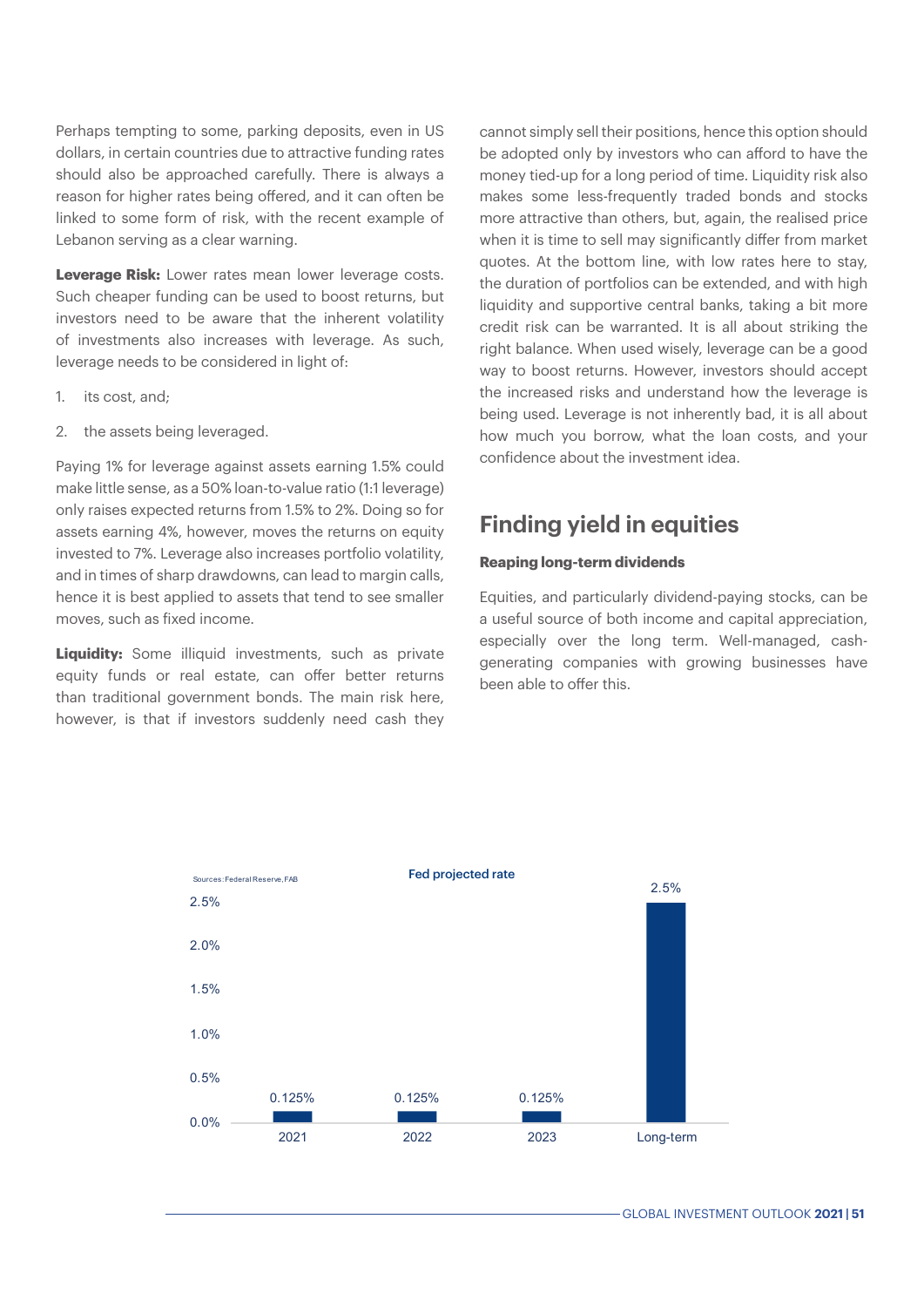Perhaps tempting to some, parking deposits, even in US dollars, in certain countries due to attractive funding rates should also be approached carefully. There is always a reason for higher rates being offered, and it can often be linked to some form of risk, with the recent example of Lebanon serving as a clear warning.

**Leverage Risk:** Lower rates mean lower leverage costs. Such cheaper funding can be used to boost returns, but investors need to be aware that the inherent volatility of investments also increases with leverage. As such, leverage needs to be considered in light of:

1. its cost, and;
2. the assets being leveraged.

Paying 1% for leverage against assets earning 1.5% could make little sense, as a 50% loan-to-value ratio (1:1 leverage) only raises expected returns from 1.5% to 2%. Doing so for assets earning 4%, however, moves the returns on equity invested to 7%. Leverage also increases portfolio volatility, and in times of sharp drawdowns, can lead to margin calls, hence it is best applied to assets that tend to see smaller moves, such as fixed income.

**Liquidity:** Some illiquid investments, such as private equity funds or real estate, can offer better returns than traditional government bonds. The main risk here, however, is that if investors suddenly need cash they cannot simply sell their positions, hence this option should be adopted only by investors who can afford to have the money tied-up for a long period of time. Liquidity risk also makes some less-frequently traded bonds and stocks more attractive than others, but, again, the realised price when it is time to sell may significantly differ from market quotes. At the bottom line, with low rates here to stay, the duration of portfolios can be extended, and with high liquidity and supportive central banks, taking a bit more credit risk can be warranted. It is all about striking the right balance. When used wisely, leverage can be a good way to boost returns. However, investors should accept the increased risks and understand how the leverage is being used. Leverage is not inherently bad, it is all about how much you borrow, what the loan costs, and your confidence about the investment idea.

## Finding yield in equities

### Reaping long-term dividends

Equities, and particularly dividend-paying stocks, can be a useful source of both income and capital appreciation, especially over the long term. Well-managed, cash-generating companies with growing businesses have been able to offer this.

**Fed projected rate**

Sources: Federal Reserve, FAB

| | 2021 | 2022 | 2023 | Long-term |
|---|---|---|---|---|
| Fed projected rate | 0.125% | 0.125% | 0.125% | 2.5% |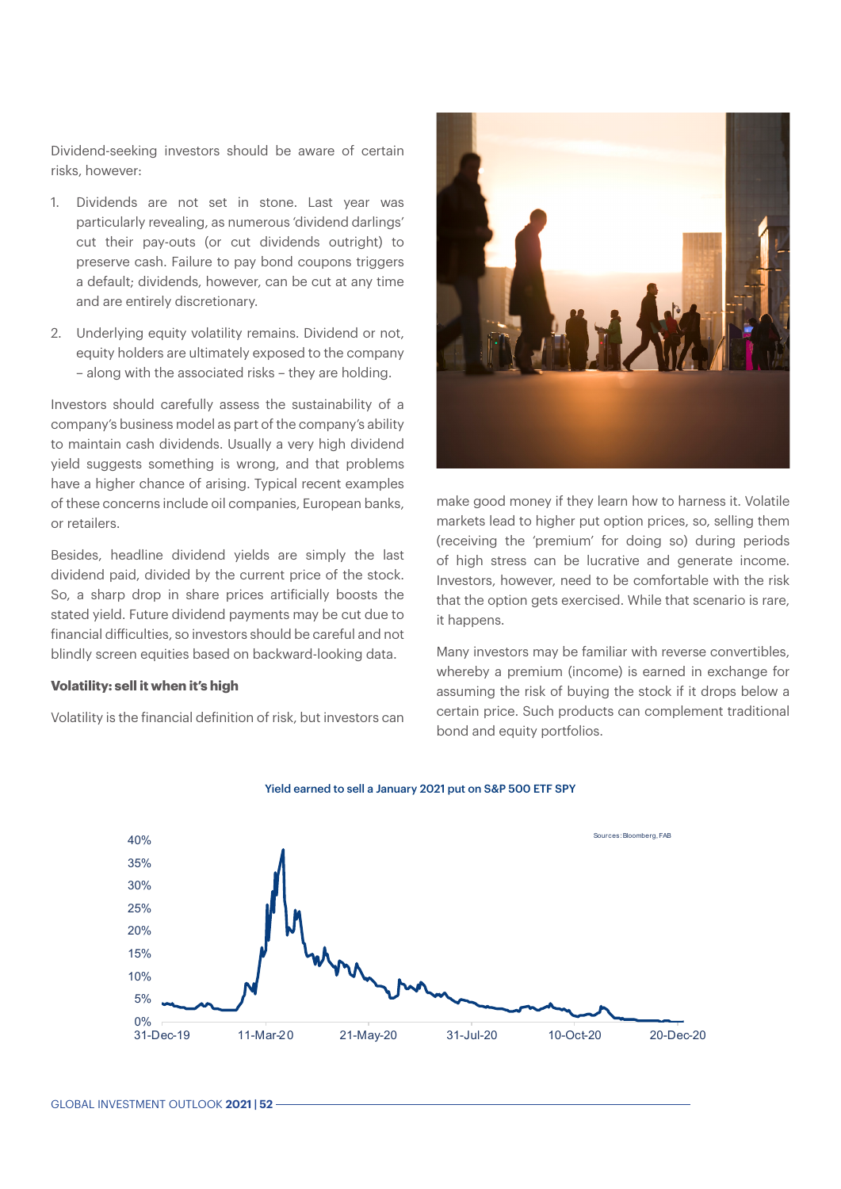Dividend-seeking investors should be aware of certain risks, however:

1. Dividends are not set in stone. Last year was particularly revealing, as numerous 'dividend darlings' cut their pay-outs (or cut dividends outright) to preserve cash. Failure to pay bond coupons triggers a default; dividends, however, can be cut at any time and are entirely discretionary.
2. Underlying equity volatility remains. Dividend or not, equity holders are ultimately exposed to the company – along with the associated risks – they are holding.

Investors should carefully assess the sustainability of a company's business model as part of the company's ability to maintain cash dividends. Usually a very high dividend yield suggests something is wrong, and that problems have a higher chance of arising. Typical recent examples of these concerns include oil companies, European banks, or retailers.

Besides, headline dividend yields are simply the last dividend paid, divided by the current price of the stock. So, a sharp drop in share prices artificially boosts the stated yield. Future dividend payments may be cut due to financial difficulties, so investors should be careful and not blindly screen equities based on backward-looking data.

**Volatility: sell it when it's high**

Volatility is the financial definition of risk, but investors can make good money if they learn how to harness it. Volatile markets lead to higher put option prices, so, selling them (receiving the 'premium' for doing so) during periods of high stress can be lucrative and generate income. Investors, however, need to be comfortable with the risk that the option gets exercised. While that scenario is rare, it happens.

Many investors may be familiar with reverse convertibles, whereby a premium (income) is earned in exchange for assuming the risk of buying the stock if it drops below a certain price. Such products can complement traditional bond and equity portfolios.

Yield earned to sell a January 2021 put on S&P 500 ETF SPY

Sources: Bloomberg, FAB

40%
35%
30%
25%
20%
15%
10%
5%
0%

31-Dec-19
11-Mar-20
21-May-20
31-Jul-20
10-Oct-20
20-Dec-20